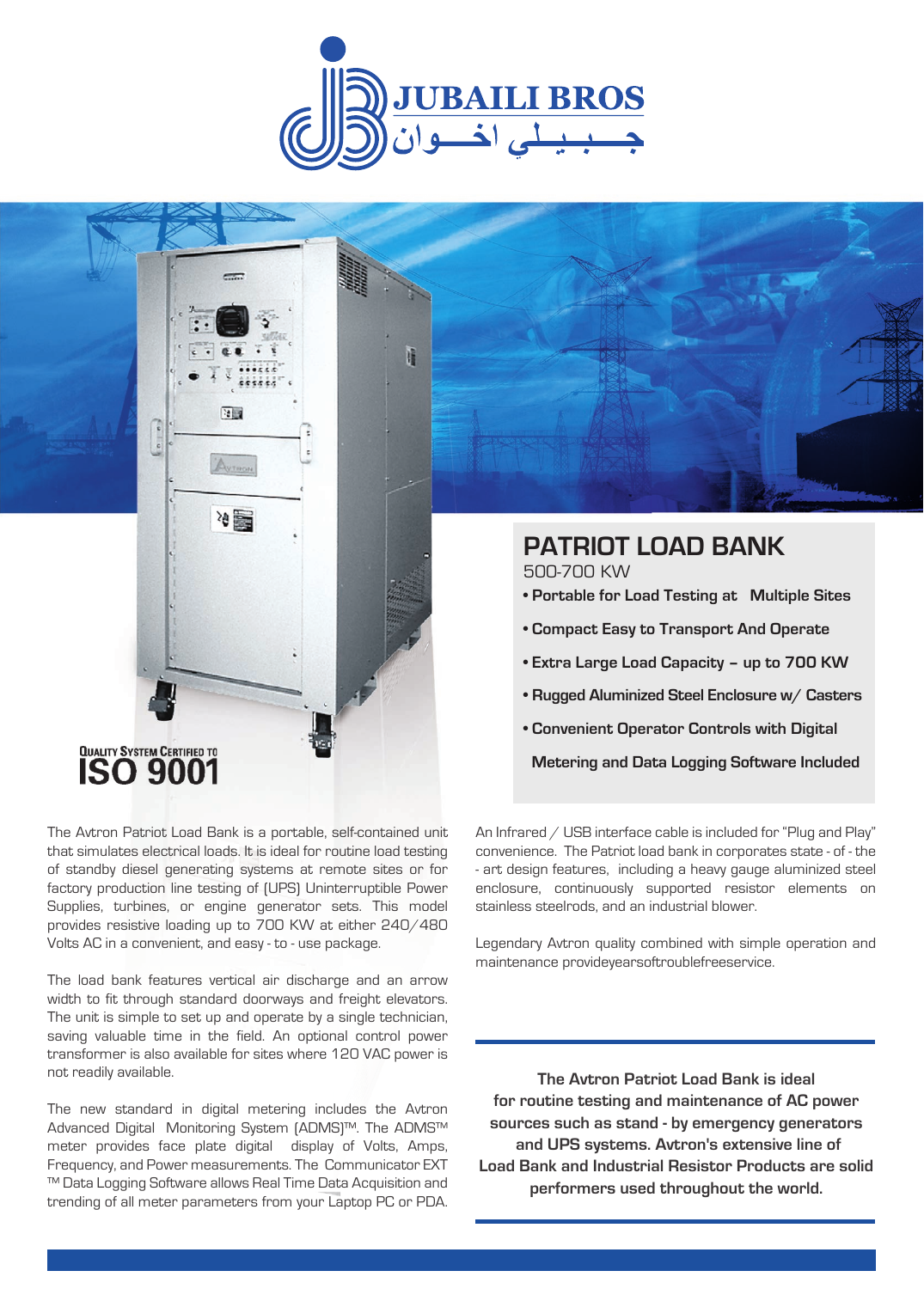JUBAILI BROS

جـــبـيـلـي اخـــوان

QUALITY SYSTEM CERTIFIED TO
**ISO 9001**

# PATRIOT LOAD BANK

500-700 KW

- **Portable for Load Testing at Multiple Sites**
- **Compact Easy to Transport And Operate**
- **Extra Large Load Capacity – up to 700 KW**
- **Rugged Aluminized Steel Enclosure w/ Casters**
- **Convenient Operator Controls with Digital Metering and Data Logging Software Included**

The Avtron Patriot Load Bank is a portable, self-contained unit that simulates electrical loads. It is ideal for routine load testing of standby diesel generating systems at remote sites or for factory production line testing of (UPS) Uninterruptible Power Supplies, turbines, or engine generator sets. This model provides resistive loading up to 700 KW at either 240/480 Volts AC in a convenient, and easy - to - use package.

The load bank features vertical air discharge and an arrow width to fit through standard doorways and freight elevators. The unit is simple to set up and operate by a single technician, saving valuable time in the field. An optional control power transformer is also available for sites where 120 VAC power is not readily available.

The new standard in digital metering includes the Avtron Advanced Digital Monitoring System (ADMS)™. The ADMS™ meter provides face plate digital display of Volts, Amps, Frequency, and Power measurements. The Communicator EXT ™ Data Logging Software allows Real Time Data Acquisition and trending of all meter parameters from your Laptop PC or PDA.

An Infrared / USB interface cable is included for "Plug and Play" convenience. The Patriot load bank in corporates state - of - the - art design features, including a heavy gauge aluminized steel enclosure, continuously supported resistor elements on stainless steelrods, and an industrial blower.

Legendary Avtron quality combined with simple operation and maintenance provideyearsoftroublefreeservice.

**The Avtron Patriot Load Bank is ideal for routine testing and maintenance of AC power sources such as stand - by emergency generators and UPS systems. Avtron's extensive line of Load Bank and Industrial Resistor Products are solid performers used throughout the world.**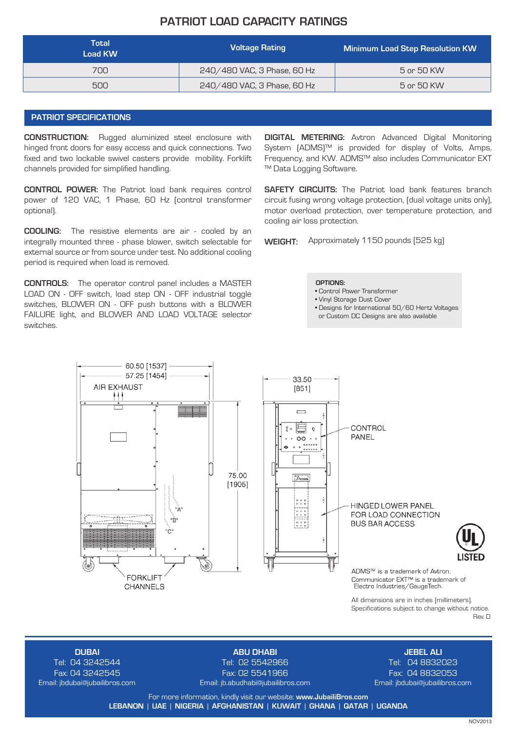# PATRIOT LOAD CAPACITY RATINGS

| Total Load KW | Voltage Rating | Minimum Load Step Resolution KW |
|---|---|---|
| 700 | 240/480 VAC, 3 Phase, 60 Hz | 5 or 50 KW |
| 500 | 240/480 VAC, 3 Phase, 60 Hz | 5 or 50 KW |

## PATRIOT SPECIFICATIONS

**CONSTRUCTION:** Rugged aluminized steel enclosure with hinged front doors for easy access and quick connections. Two fixed and two lockable swivel casters provide mobility. Forklift channels provided for simplified handling.

**CONTROL POWER:** The Patriot load bank requires control power of 120 VAC, 1 Phase, 60 Hz (control transformer optional).

**COOLING:** The resistive elements are air - cooled by an integrally mounted three - phase blower, switch selectable for external source or from source under test. No additional cooling period is required when load is removed.

**CONTROLS:** The operator control panel includes a MASTER LOAD ON - OFF switch, load step ON - OFF industrial toggle switches, BLOWER ON - OFF push buttons with a BLOWER FAILURE light, and BLOWER AND LOAD VOLTAGE selector switches.

**DIGITAL METERING:** Avtron Advanced Digital Monitoring System (ADMS)™ is provided for display of Volts, Amps, Frequency, and KW. ADMS™ also includes Communicator EXT ™ Data Logging Software.

**SAFETY CIRCUITS:** The Patriot load bank features branch circuit fusing wrong voltage protection, (dual voltage units only), motor overload protection, over temperature protection, and cooling air loss protection.

**WEIGHT:** Approximately 1150 pounds (525 kg)

**OPTIONS:**
- Control Power Transformer
- Vinyl Storage Dust Cover
- Designs for International 50/60 Hertz Voltages or Custom DC Designs are also available

60.50 [1537]
57.25 [1454]
AIR EXHAUST
"A"
"B"
"C"
75.00 [1905]
FORKLIFT CHANNELS
33.50 [851]
CONTROL PANEL
HINGED LOWER PANEL FOR LOAD CONNECTION BUS BAR ACCESS

UL LISTED

ADMS™ is a trademark of Avtron.
Communicator EXT™ is a trademark of Electro Industries/GaugeTech.

All dimensions are in inches [millimeters].
Specifications subject to change without notice.
Rev. D

**DUBAI**
Tel: 04 3242544
Fax: 04 3242545
Email: jbdubai@jubailibros.com

**ABU DHABI**
Tel: 02 5542966
Fax: 02 5541966
Email: jb.abudhabi@jubailibros.com

**JEBEL ALI**
Tel: 04 8832023
Fax: 04 8832053
Email: jbdubai@jubailibros.com

For more information, kindly visit our website: **www.JubailiBros.com**

**LEBANON | UAE | NIGERIA | AFGHANISTAN | KUWAIT | GHANA | QATAR | UGANDA**

NOV2013